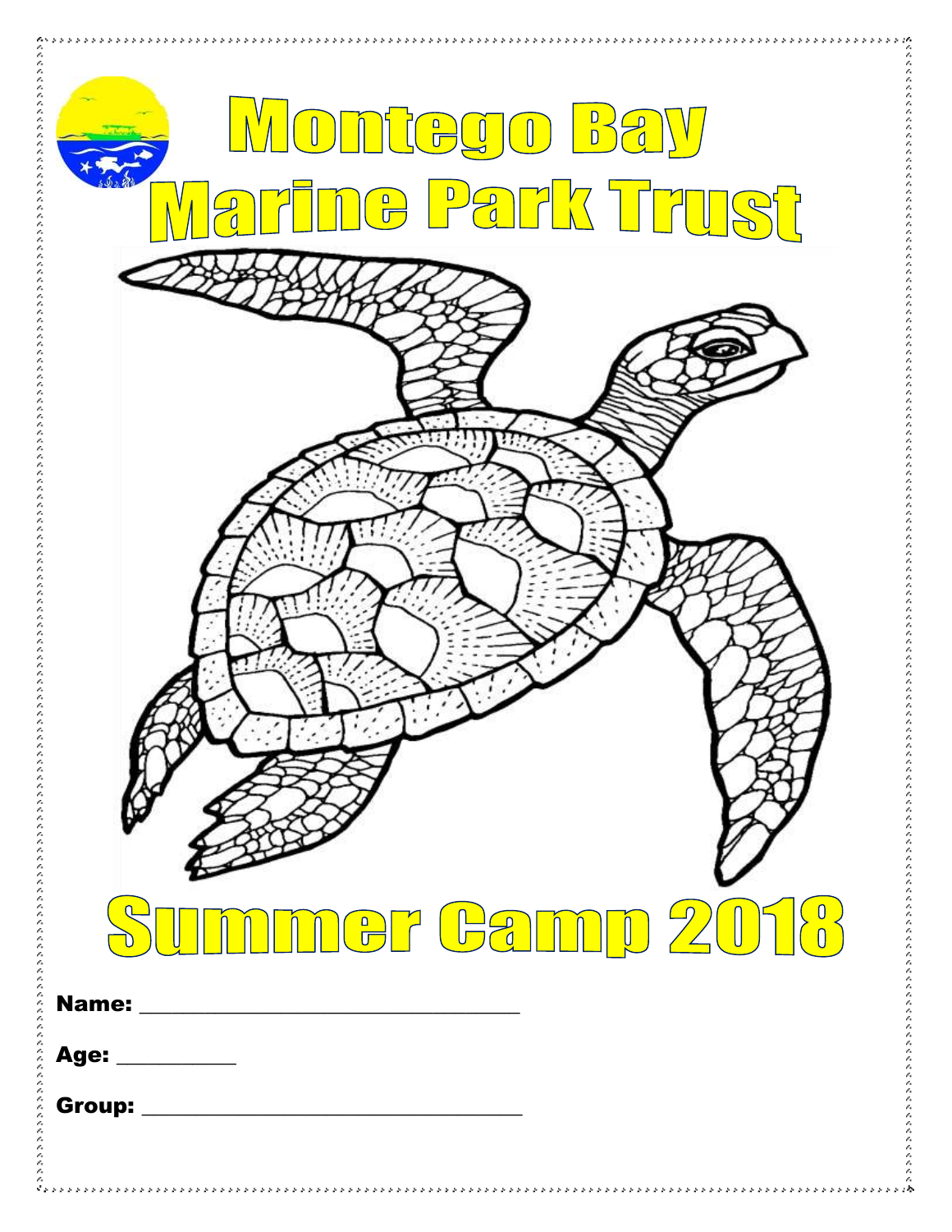# Montego Bay Marine Park Trust

# Summer Camp 2018

**Name:** ______________________________

**Age:** _________

**Group:** ______________________________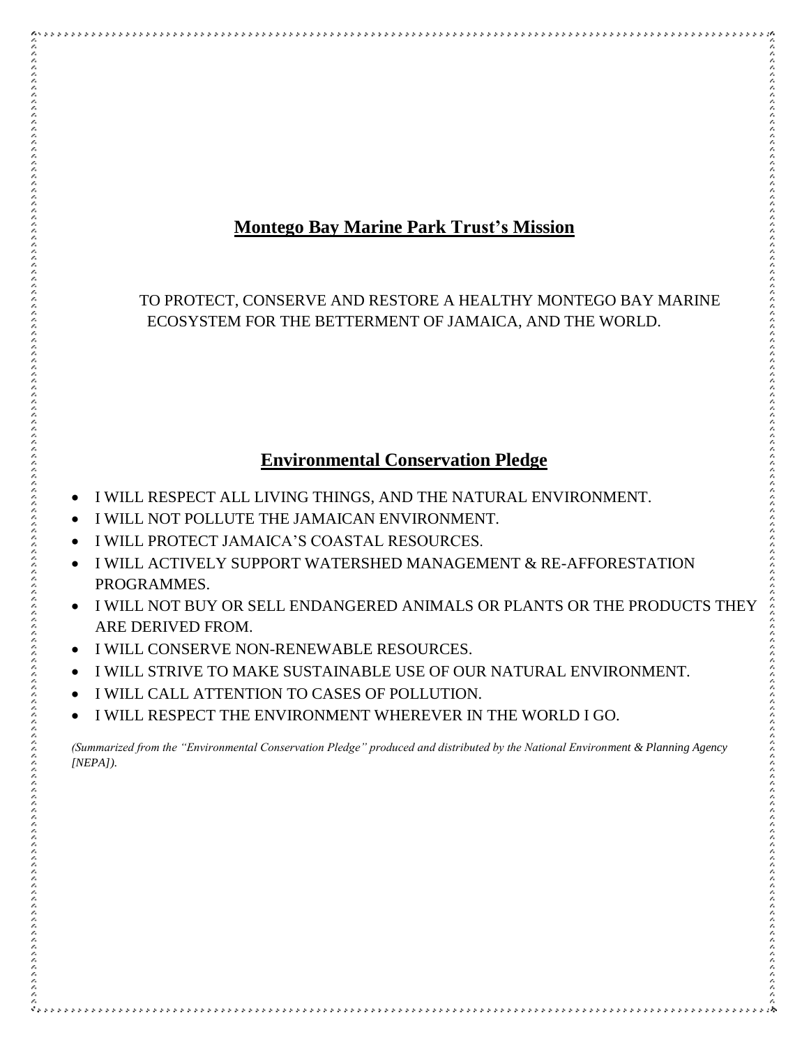## Montego Bay Marine Park Trust's Mission

TO PROTECT, CONSERVE AND RESTORE A HEALTHY MONTEGO BAY MARINE ECOSYSTEM FOR THE BETTERMENT OF JAMAICA, AND THE WORLD.

## Environmental Conservation Pledge

- I WILL RESPECT ALL LIVING THINGS, AND THE NATURAL ENVIRONMENT.
- I WILL NOT POLLUTE THE JAMAICAN ENVIRONMENT.
- I WILL PROTECT JAMAICA'S COASTAL RESOURCES.
- I WILL ACTIVELY SUPPORT WATERSHED MANAGEMENT & RE-AFFORESTATION PROGRAMMES.
- I WILL NOT BUY OR SELL ENDANGERED ANIMALS OR PLANTS OR THE PRODUCTS THEY ARE DERIVED FROM.
- I WILL CONSERVE NON-RENEWABLE RESOURCES.
- I WILL STRIVE TO MAKE SUSTAINABLE USE OF OUR NATURAL ENVIRONMENT.
- I WILL CALL ATTENTION TO CASES OF POLLUTION.
- I WILL RESPECT THE ENVIRONMENT WHEREVER IN THE WORLD I GO.

*(Summarized from the "Environmental Conservation Pledge" produced and distributed by the National Environment & Planning Agency [NEPA]).*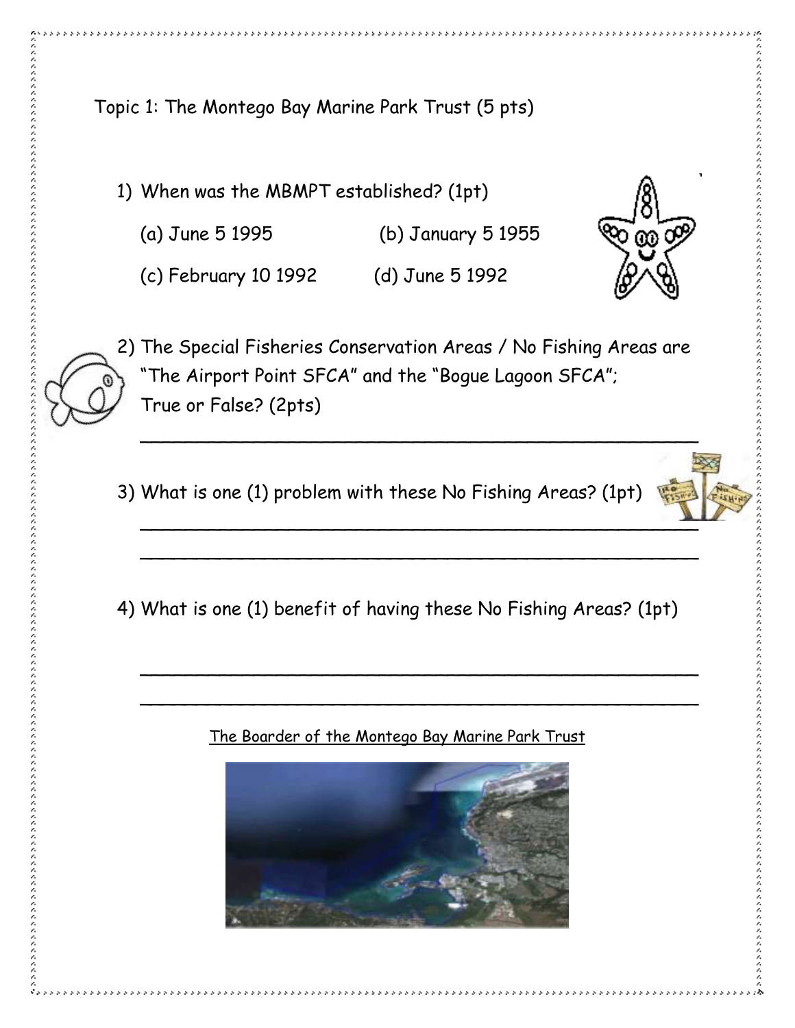Topic 1: The Montego Bay Marine Park Trust (5 pts)

1) When was the MBMPT established? (1pt)

   (a) June 5 1995 (b) January 5 1955

   (c) February 10 1992 (d) June 5 1992

2) The Special Fisheries Conservation Areas / No Fishing Areas are "The Airport Point SFCA" and the "Bogue Lagoon SFCA"; True or False? (2pts)

   ______________________________________________

3) What is one (1) problem with these No Fishing Areas? (1pt)

   ______________________________________________

   ______________________________________________

4) What is one (1) benefit of having these No Fishing Areas? (1pt)

   ______________________________________________

   ______________________________________________

The Boarder of the Montego Bay Marine Park Trust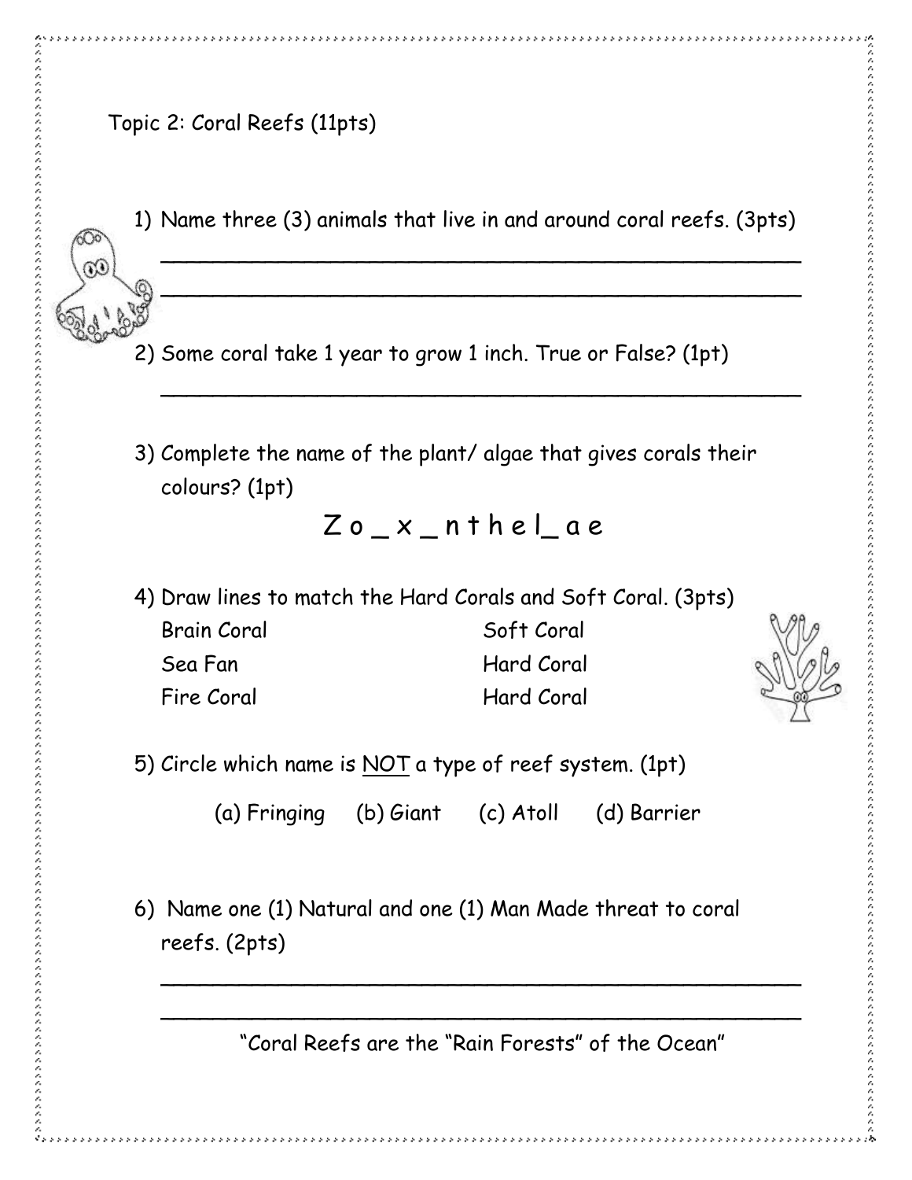Topic 2: Coral Reefs (11pts)

1) Name three (3) animals that live in and around coral reefs. (3pts)

___________________________________________________

___________________________________________________

2) Some coral take 1 year to grow 1 inch. True or False? (1pt)

___________________________________________________

3) Complete the name of the plant/ algae that gives corals their colours? (1pt)

Z o _ x _ n t h e l_ a e

4) Draw lines to match the Hard Corals and Soft Coral. (3pts)

| | |
|---|---|
| Brain Coral | Soft Coral |
| Sea Fan | Hard Coral |
| Fire Coral | Hard Coral |

5) Circle which name is NOT a type of reef system. (1pt)

(a) Fringing (b) Giant (c) Atoll (d) Barrier

6) Name one (1) Natural and one (1) Man Made threat to coral reefs. (2pts)

___________________________________________________

___________________________________________________

"Coral Reefs are the "Rain Forests" of the Ocean"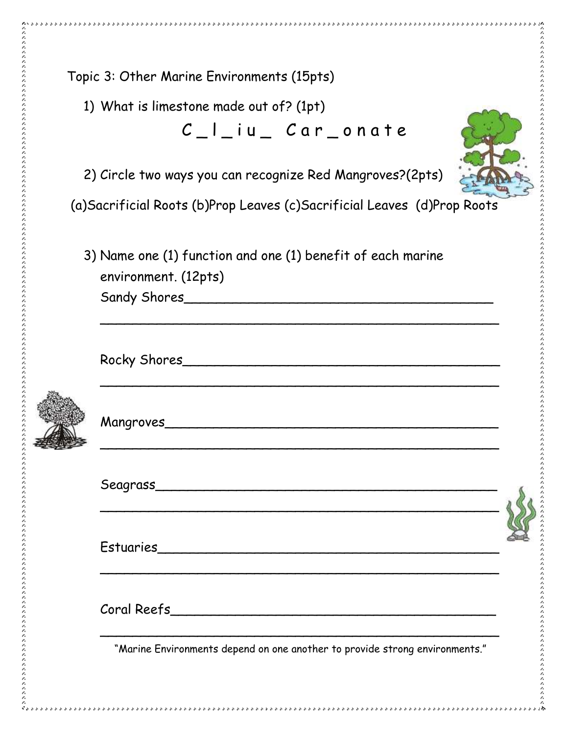Topic 3: Other Marine Environments (15pts)

1) What is limestone made out of? (1pt)

C _ l _ i u _ C a r _ o n a t e

2) Circle two ways you can recognize Red Mangroves?(2pts)

(a)Sacrificial Roots (b)Prop Leaves (c)Sacrificial Leaves (d)Prop Roots

3) Name one (1) function and one (1) benefit of each marine environment. (12pts)

Sandy Shores________________________________________

________________________________________________

Rocky Shores________________________________________

________________________________________________

Mangroves__________________________________________

________________________________________________

Seagrass___________________________________________

________________________________________________

Estuaries__________________________________________

________________________________________________

Coral Reefs________________________________________

________________________________________________

"Marine Environments depend on one another to provide strong environments."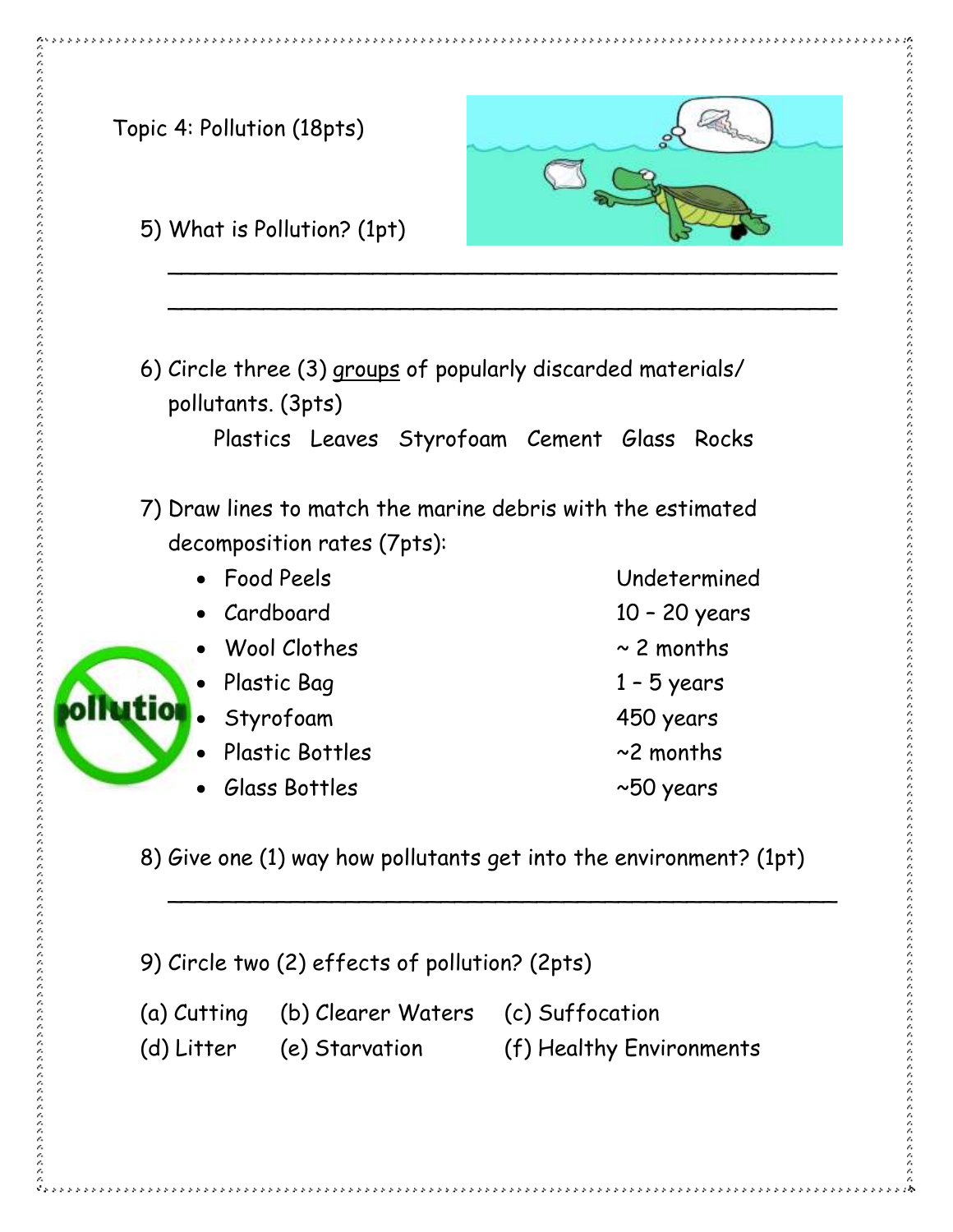Topic 4: Pollution (18pts)

5) What is Pollution? (1pt)

\_\_\_\_\_\_\_\_\_\_\_\_\_\_\_\_\_\_\_\_\_\_\_\_\_\_\_\_\_\_\_\_\_\_\_\_\_\_\_\_\_\_\_\_\_\_\_\_

\_\_\_\_\_\_\_\_\_\_\_\_\_\_\_\_\_\_\_\_\_\_\_\_\_\_\_\_\_\_\_\_\_\_\_\_\_\_\_\_\_\_\_\_\_\_\_\_

6) Circle three (3) <u>groups</u> of popularly discarded materials/ pollutants. (3pts)

Plastics   Leaves   Styrofoam   Cement   Glass   Rocks

7) Draw lines to match the marine debris with the estimated decomposition rates (7pts):

| | |
|---|---|
| • Food Peels | Undetermined |
| • Cardboard | 10 – 20 years |
| • Wool Clothes | ~ 2 months |
| • Plastic Bag | 1 – 5 years |
| • Styrofoam | 450 years |
| • Plastic Bottles | ~2 months |
| • Glass Bottles | ~50 years |

8) Give one (1) way how pollutants get into the environment? (1pt)

\_\_\_\_\_\_\_\_\_\_\_\_\_\_\_\_\_\_\_\_\_\_\_\_\_\_\_\_\_\_\_\_\_\_\_\_\_\_\_\_\_\_\_\_\_\_\_\_

9) Circle two (2) effects of pollution? (2pts)

(a) Cutting   (b) Clearer Waters   (c) Suffocation

(d) Litter   (e) Starvation   (f) Healthy Environments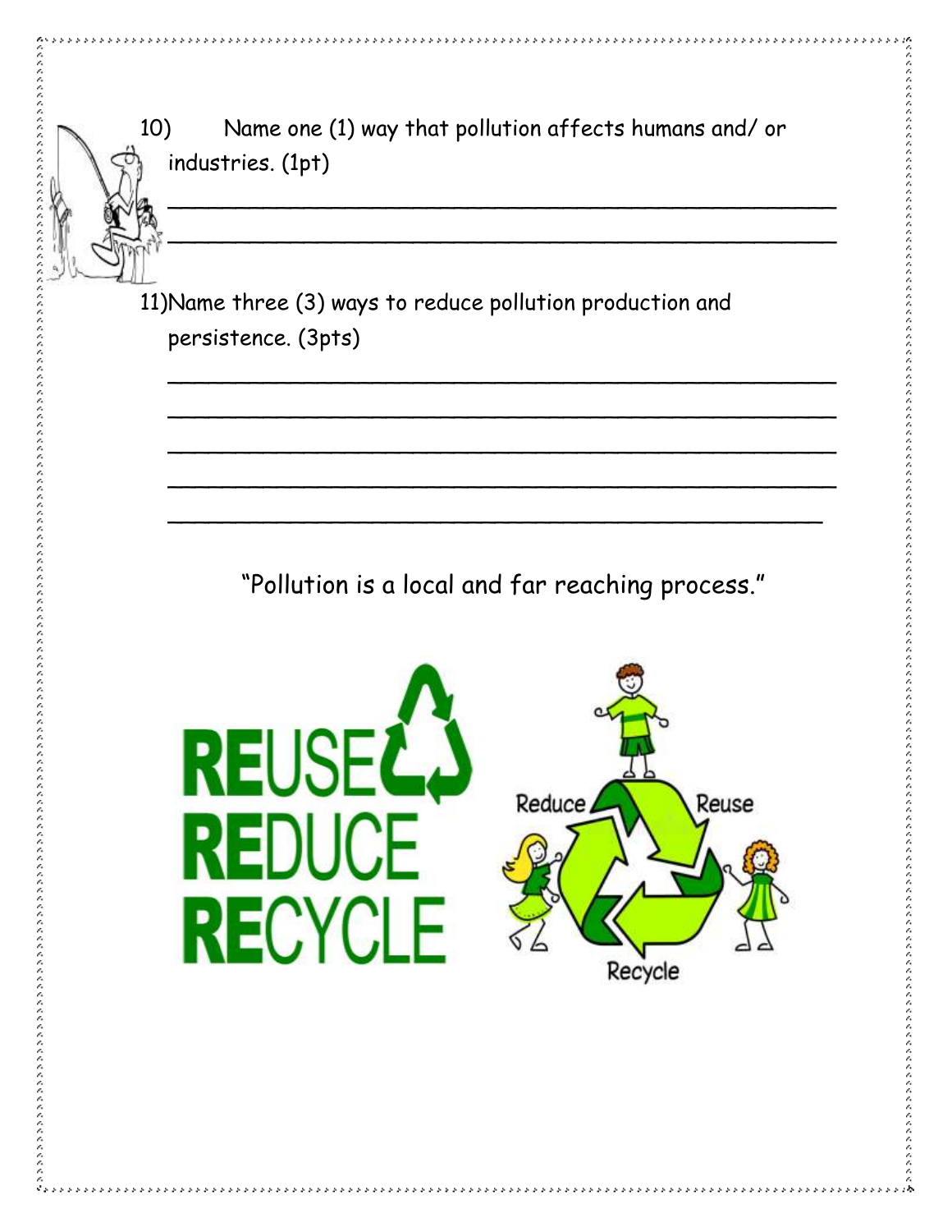10) Name one (1) way that pollution affects humans and/ or industries. (1pt)

_______________________________________________

_______________________________________________

11) Name three (3) ways to reduce pollution production and persistence. (3pts)

_______________________________________________

_______________________________________________

_______________________________________________

_______________________________________________

_______________________________________________

"Pollution is a local and far reaching process."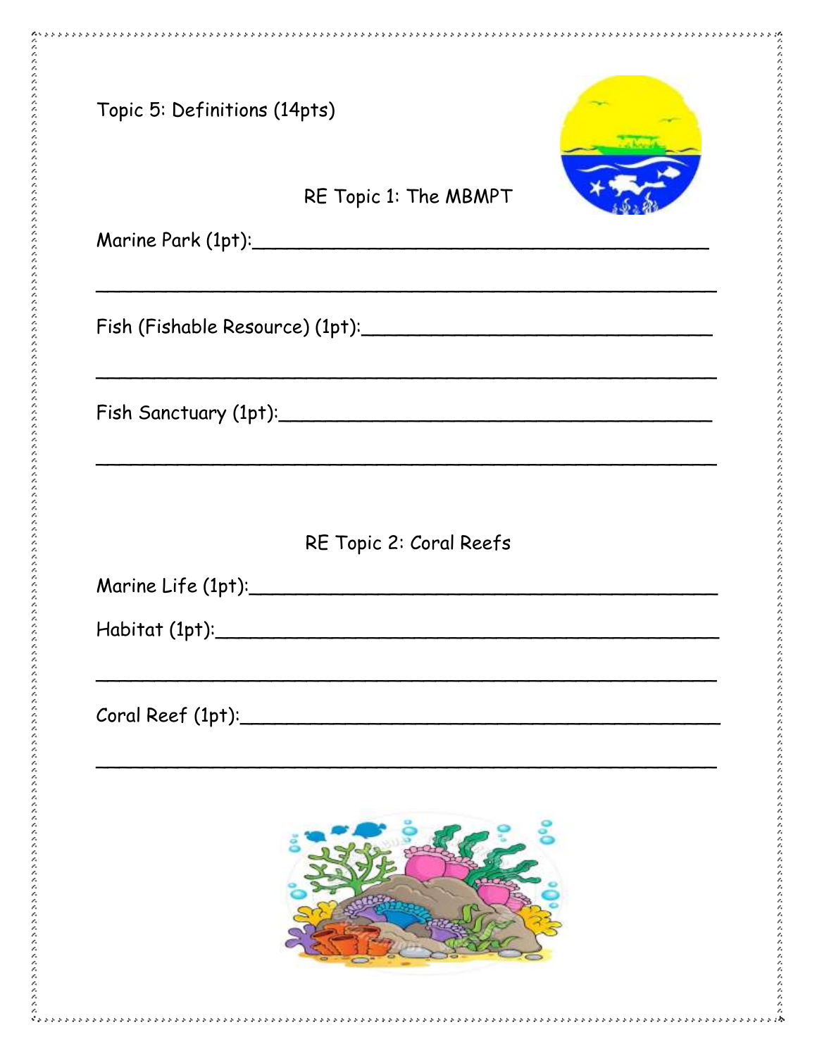Topic 5: Definitions (14pts)

RE Topic 1: The MBMPT

Marine Park (1pt):_______________________________________

_______________________________________________________

Fish (Fishable Resource) (1pt):______________________________

_______________________________________________________

Fish Sanctuary (1pt):_____________________________________

_______________________________________________________

RE Topic 2: Coral Reefs

Marine Life (1pt):_________________________________________

Habitat (1pt):____________________________________________

_______________________________________________________

Coral Reef (1pt):__________________________________________

_______________________________________________________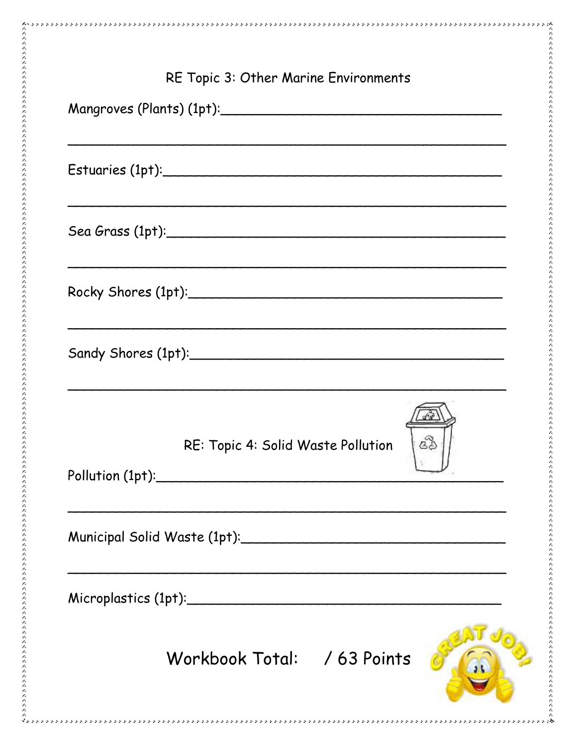## RE Topic 3: Other Marine Environments

Mangroves (Plants) (1pt):____________________________________

______________________________________________________________

Estuaries (1pt):____________________________________________

______________________________________________________________

Sea Grass (1pt):____________________________________________

______________________________________________________________

Rocky Shores (1pt):_________________________________________

______________________________________________________________

Sandy Shores (1pt):_________________________________________

______________________________________________________________

## RE: Topic 4: Solid Waste Pollution

Pollution (1pt):____________________________________________

______________________________________________________________

Municipal Solid Waste (1pt):________________________________

______________________________________________________________

Microplastics (1pt):________________________________________

**Workbook Total: / 63 Points**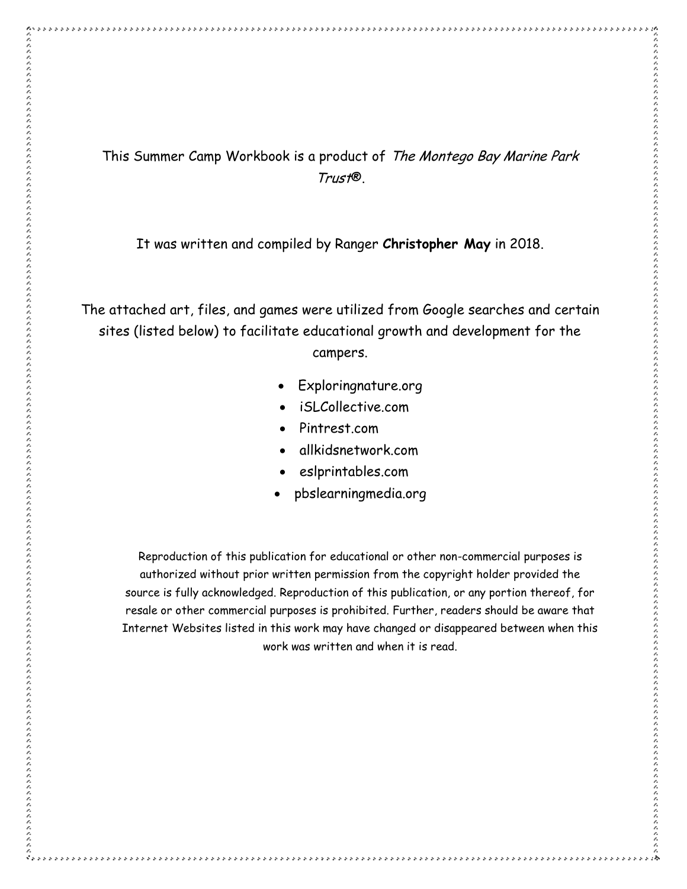This Summer Camp Workbook is a product of *The Montego Bay Marine Park Trust®*.

It was written and compiled by Ranger **Christopher May** in 2018.

The attached art, files, and games were utilized from Google searches and certain sites (listed below) to facilitate educational growth and development for the campers.

- Exploringnature.org
- iSLCollective.com
- Pintrest.com
- allkidsnetwork.com
- eslprintables.com
- pbslearningmedia.org

Reproduction of this publication for educational or other non-commercial purposes is authorized without prior written permission from the copyright holder provided the source is fully acknowledged. Reproduction of this publication, or any portion thereof, for resale or other commercial purposes is prohibited. Further, readers should be aware that Internet Websites listed in this work may have changed or disappeared between when this work was written and when it is read.